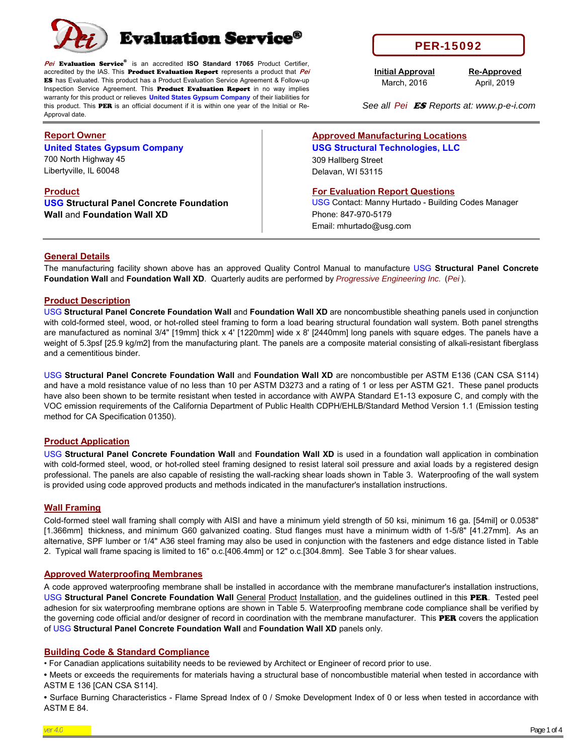# Pei Evaluation Service®

***Pei* Evaluation Service®** is an accredited **ISO Standard 17065** Product Certifier, accredited by the IAS. This **Product Evaluation Report** represents a product that ***Pei* ES** has Evaluated. This product has a Product Evaluation Service Agreement & Follow-up Inspection Service Agreement. This **Product Evaluation Report** in no way implies warranty for this product or relieves **United States Gypsum Company** of their liabilities for this product. This **PER** is an official document if it is within one year of the Initial or Re-Approval date.

**PER-15092**

| Initial Approval | Re-Approved |
|---|---|
| March, 2016 | April, 2019 |

*See all Pei ES Reports at: www.p-e-i.com*

## Report Owner

**United States Gypsum Company**
700 North Highway 45
Libertyville, IL 60048

## Product

**USG Structural Panel Concrete Foundation Wall** and **Foundation Wall XD**

## Approved Manufacturing Locations

**USG Structural Technologies, LLC**
309 Hallberg Street
Delavan, WI 53115

## For Evaluation Report Questions

USG Contact: Manny Hurtado - Building Codes Manager
Phone: 847-970-5179
Email: mhurtado@usg.com

## General Details

The manufacturing facility shown above has an approved Quality Control Manual to manufacture USG **Structural Panel Concrete Foundation Wall** and **Foundation Wall XD**. Quarterly audits are performed by *Progressive Engineering Inc.* (*Pei*).

## Product Description

USG **Structural Panel Concrete Foundation Wall** and **Foundation Wall XD** are noncombustible sheathing panels used in conjunction with cold-formed steel, wood, or hot-rolled steel framing to form a load bearing structural foundation wall system. Both panel strengths are manufactured as nominal 3/4" [19mm] thick x 4' [1220mm] wide x 8' [2440mm] long panels with square edges. The panels have a weight of 5.3psf [25.9 kg/m2] from the manufacturing plant. The panels are a composite material consisting of alkali-resistant fiberglass and a cementitious binder.

USG **Structural Panel Concrete Foundation Wall** and **Foundation Wall XD** are noncombustible per ASTM E136 (CAN CSA S114) and have a mold resistance value of no less than 10 per ASTM D3273 and a rating of 1 or less per ASTM G21. These panel products have also been shown to be termite resistant when tested in accordance with AWPA Standard E1-13 exposure C, and comply with the VOC emission requirements of the California Department of Public Health CDPH/EHLB/Standard Method Version 1.1 (Emission testing method for CA Specification 01350).

## Product Application

USG **Structural Panel Concrete Foundation Wall** and **Foundation Wall XD** is used in a foundation wall application in combination with cold-formed steel, wood, or hot-rolled steel framing designed to resist lateral soil pressure and axial loads by a registered design professional. The panels are also capable of resisting the wall-racking shear loads shown in Table 3. Waterproofing of the wall system is provided using code approved products and methods indicated in the manufacturer's installation instructions.

## Wall Framing

Cold-formed steel wall framing shall comply with AISI and have a minimum yield strength of 50 ksi, minimum 16 ga. [54mil] or 0.0538" [1.366mm] thickness, and minimum G60 galvanized coating. Stud flanges must have a minimum width of 1-5/8" [41.27mm]. As an alternative, SPF lumber or 1/4" A36 steel framing may also be used in conjunction with the fasteners and edge distance listed in Table 2. Typical wall frame spacing is limited to 16" o.c.[406.4mm] or 12" o.c.[304.8mm]. See Table 3 for shear values.

## Approved Waterproofing Membranes

A code approved waterproofing membrane shall be installed in accordance with the membrane manufacturer's installation instructions, USG **Structural Panel Concrete Foundation Wall** General Product Installation, and the guidelines outlined in this **PER**. Tested peel adhesion for six waterproofing membrane options are shown in Table 5. Waterproofing membrane code compliance shall be verified by the governing code official and/or designer of record in coordination with the membrane manufacturer. This **PER** covers the application of USG **Structural Panel Concrete Foundation Wall** and **Foundation Wall XD** panels only.

## Building Code & Standard Compliance

- For Canadian applications suitability needs to be reviewed by Architect or Engineer of record prior to use.
- Meets or exceeds the requirements for materials having a structural base of noncombustible material when tested in accordance with ASTM E 136 [CAN CSA S114].
- Surface Burning Characteristics - Flame Spread Index of 0 / Smoke Development Index of 0 or less when tested in accordance with ASTM E 84.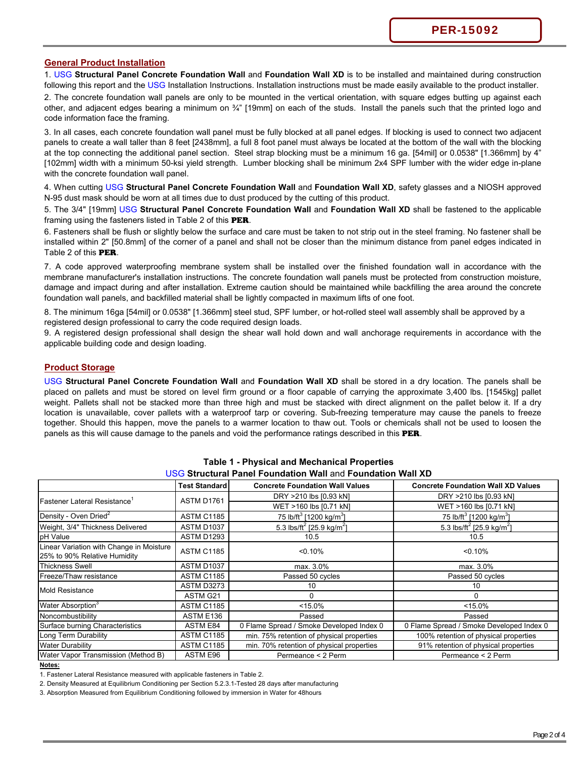## General Product Installation

1. USG **Structural Panel Concrete Foundation Wall** and **Foundation Wall XD** is to be installed and maintained during construction following this report and the USG Installation Instructions. Installation instructions must be made easily available to the product installer.

2. The concrete foundation wall panels are only to be mounted in the vertical orientation, with square edges butting up against each other, and adjacent edges bearing a minimum on ¾" [19mm] on each of the studs. Install the panels such that the printed logo and code information face the framing.

3. In all cases, each concrete foundation wall panel must be fully blocked at all panel edges. If blocking is used to connect two adjacent panels to create a wall taller than 8 feet [2438mm], a full 8 foot panel must always be located at the bottom of the wall with the blocking at the top connecting the additional panel section. Steel strap blocking must be a minimum 16 ga. [54mil] or 0.0538" [1.366mm] by 4" [102mm] width with a minimum 50-ksi yield strength. Lumber blocking shall be minimum 2x4 SPF lumber with the wider edge in-plane with the concrete foundation wall panel.

4. When cutting USG **Structural Panel Concrete Foundation Wall** and **Foundation Wall XD**, safety glasses and a NIOSH approved N-95 dust mask should be worn at all times due to dust produced by the cutting of this product.

5. The 3/4" [19mm] USG **Structural Panel Concrete Foundation Wall** and **Foundation Wall XD** shall be fastened to the applicable framing using the fasteners listed in Table 2 of this **PER**.

6. Fasteners shall be flush or slightly below the surface and care must be taken to not strip out in the steel framing. No fastener shall be installed within 2" [50.8mm] of the corner of a panel and shall not be closer than the minimum distance from panel edges indicated in Table 2 of this **PER**.

7. A code approved waterproofing membrane system shall be installed over the finished foundation wall in accordance with the membrane manufacturer's installation instructions. The concrete foundation wall panels must be protected from construction moisture, damage and impact during and after installation. Extreme caution should be maintained while backfilling the area around the concrete foundation wall panels, and backfilled material shall be lightly compacted in maximum lifts of one foot.

8. The minimum 16ga [54mil] or 0.0538" [1.366mm] steel stud, SPF lumber, or hot-rolled steel wall assembly shall be approved by a registered design professional to carry the code required design loads.

9. A registered design professional shall design the shear wall hold down and wall anchorage requirements in accordance with the applicable building code and design loading.

## Product Storage

USG **Structural Panel Concrete Foundation Wall** and **Foundation Wall XD** shall be stored in a dry location. The panels shall be placed on pallets and must be stored on level firm ground or a floor capable of carrying the approximate 3,400 lbs. [1545kg] pallet weight. Pallets shall not be stacked more than three high and must be stacked with direct alignment on the pallet below it. If a dry location is unavailable, cover pallets with a waterproof tarp or covering. Sub-freezing temperature may cause the panels to freeze together. Should this happen, move the panels to a warmer location to thaw out. Tools or chemicals shall not be used to loosen the panels as this will cause damage to the panels and void the performance ratings described in this **PER**.

**Table 1 - Physical and Mechanical Properties**
**USG Structural Panel Foundation Wall and Foundation Wall XD**

| | Test Standard | Concrete Foundation Wall Values | Concrete Foundation Wall XD Values |
|---|---|---|---|
| Fastener Lateral Resistance[1] | ASTM D1761 | DRY >210 lbs [0.93 kN] | DRY >210 lbs [0.93 kN] |
| | | WET >160 lbs [0.71 kN] | WET >160 lbs [0.71 kN] |
| Density - Oven Dried[2] | ASTM C1185 | 75 lb/ft$^3$ [1200 kg/m$^3$] | 75 lb/ft$^3$ [1200 kg/m$^3$] |
| Weight, 3/4" Thickness Delivered | ASTM D1037 | 5.3 lbs/ft$^2$ [25.9 kg/m$^2$] | 5.3 lbs/ft$^2$ [25.9 kg/m$^2$] |
| pH Value | ASTM D1293 | 10.5 | 10.5 |
| Linear Variation with Change in Moisture 25% to 90% Relative Humidity | ASTM C1185 | <0.10% | <0.10% |
| Thickness Swell | ASTM D1037 | max. 3.0% | max. 3.0% |
| Freeze/Thaw resistance | ASTM C1185 | Passed 50 cycles | Passed 50 cycles |
| Mold Resistance | ASTM D3273 | 10 | 10 |
| | ASTM G21 | 0 | 0 |
| Water Absorption[3] | ASTM C1185 | <15.0% | <15.0% |
| Noncombustibility | ASTM E136 | Passed | Passed |
| Surface burning Characteristics | ASTM E84 | 0 Flame Spread / Smoke Developed Index 0 | 0 Flame Spread / Smoke Developed Index 0 |
| Long Term Durability | ASTM C1185 | min. 75% retention of physical properties | 100% retention of physical properties |
| Water Durability | ASTM C1185 | min. 70% retention of physical properties | 91% retention of physical properties |
| Water Vapor Transmission (Method B) | ASTM E96 | Permeance < 2 Perm | Permeance < 2 Perm |

**Notes:**

1. Fastener Lateral Resistance measured with applicable fasteners in Table 2.
2. Density Measured at Equilibrium Conditioning per Section 5.2.3.1-Tested 28 days after manufacturing
3. Absorption Measured from Equilibrium Conditioning followed by immersion in Water for 48hours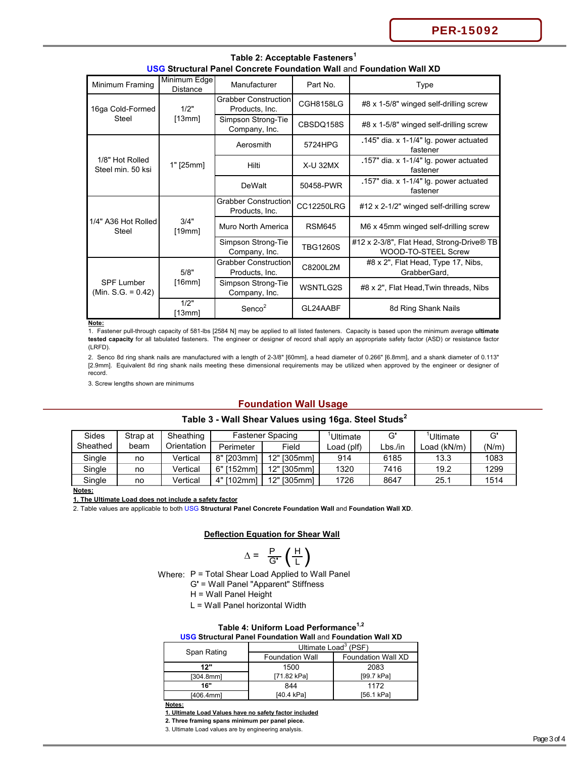### Table 2: Acceptable Fasteners[1]

**USG Structural Panel Concrete Foundation Wall** and **Foundation Wall XD**

| Minimum Framing | Minimum Edge Distance | Manufacturer | Part No. | Type |
|---|---|---|---|---|
| 16ga Cold-Formed Steel | 1/2" [13mm] | Grabber Construction Products, Inc. | CGH8158LG | #8 x 1-5/8" winged self-drilling screw |
| | | Simpson Strong-Tie Company, Inc. | CBSDQ158S | #8 x 1-5/8" winged self-drilling screw |
| 1/8" Hot Rolled Steel min. 50 ksi | 1" [25mm] | Aerosmith | 5724HPG | .145" dia. x 1-1/4" lg. power actuated fastener |
| | | Hilti | X-U 32MX | .157" dia. x 1-1/4" lg. power actuated fastener |
| | | DeWalt | 50458-PWR | .157" dia. x 1-1/4" lg. power actuated fastener |
| 1/4" A36 Hot Rolled Steel | 3/4" [19mm] | Grabber Construction Products, Inc. | CC12250LRG | #12 x 2-1/2" winged self-drilling screw |
| | | Muro North America | RSM645 | M6 x 45mm winged self-drilling screw |
| | | Simpson Strong-Tie Company, Inc. | TBG1260S | #12 x 2-3/8", Flat Head, Strong-Drive® TB WOOD-TO-STEEL Screw |
| SPF Lumber (Min. S.G. = 0.42) | 5/8" [16mm] | Grabber Construction Products, Inc. | C8200L2M | #8 x 2", Flat Head, Type 17, Nibs, GrabberGard, |
| | | Simpson Strong-Tie Company, Inc. | WSNTLG2S | #8 x 2", Flat Head,Twin threads, Nibs |
| | 1/2" [13mm] | Senco[2] | GL24AABF | 8d Ring Shank Nails |

**Note:**

1. Fastener pull-through capacity of 581-lbs [2584 N] may be applied to all listed fasteners. Capacity is based upon the minimum average **ultimate tested capacity** for all tabulated fasteners. The engineer or designer of record shall apply an appropriate safety factor (ASD) or resistance factor (LRFD).

2. Senco 8d ring shank nails are manufactured with a length of 2-3/8" [60mm], a head diameter of 0.266" [6.8mm], and a shank diameter of 0.113" [2.9mm]. Equivalent 8d ring shank nails meeting these dimensional requirements may be utilized when approved by the engineer or designer of record.

3. Screw lengths shown are minimums

## Foundation Wall Usage

### Table 3 - Wall Shear Values using 16ga. Steel Studs[2]

| Sides Sheathed | Strap at beam | Sheathing Orientation | Fastener Spacing | | [1]Ultimate Load (plf) | G' Lbs./in | [1]Ultimate Load (kN/m) | G' (N/m) |
|---|---|---|---|---|---|---|---|---|
| | | | Perimeter | Field | | | | |
| Single | no | Vertical | 8" [203mm] | 12" [305mm] | 914 | 6185 | 13.3 | 1083 |
| Single | no | Vertical | 6" [152mm] | 12" [305mm] | 1320 | 7416 | 19.2 | 1299 |
| Single | no | Vertical | 4" [102mm] | 12" [305mm] | 1726 | 8647 | 25.1 | 1514 |

**Notes:**

**1. The Ultimate Load does not include a safety factor**

2. Table values are applicable to both USG **Structural Panel Concrete Foundation Wall** and **Foundation Wall XD**.

### Deflection Equation for Shear Wall

$$\Delta = \frac{P}{G'}\left(\frac{H}{L}\right)$$

Where: P = Total Shear Load Applied to Wall Panel
G' = Wall Panel "Apparent" Stiffness
H = Wall Panel Height
L = Wall Panel horizontal Width

### Table 4: Uniform Load Performance[1,2]

**USG Structural Panel Foundation Wall** and **Foundation Wall XD**

| Span Rating | Ultimate Load[3] (PSF) | |
|---|---|---|
| | Foundation Wall | Foundation Wall XD |
| **12"** [304.8mm] | 1500 [71.82 kPa] | 2083 [99.7 kPa] |
| **16"** [406.4mm] | 844 [40.4 kPa] | 1172 [56.1 kPa] |

**Notes:**

**1. Ultimate Load Values have no safety factor included**

**2. Three framing spans minimum per panel piece.**

3. Ultimate Load values are by engineering analysis.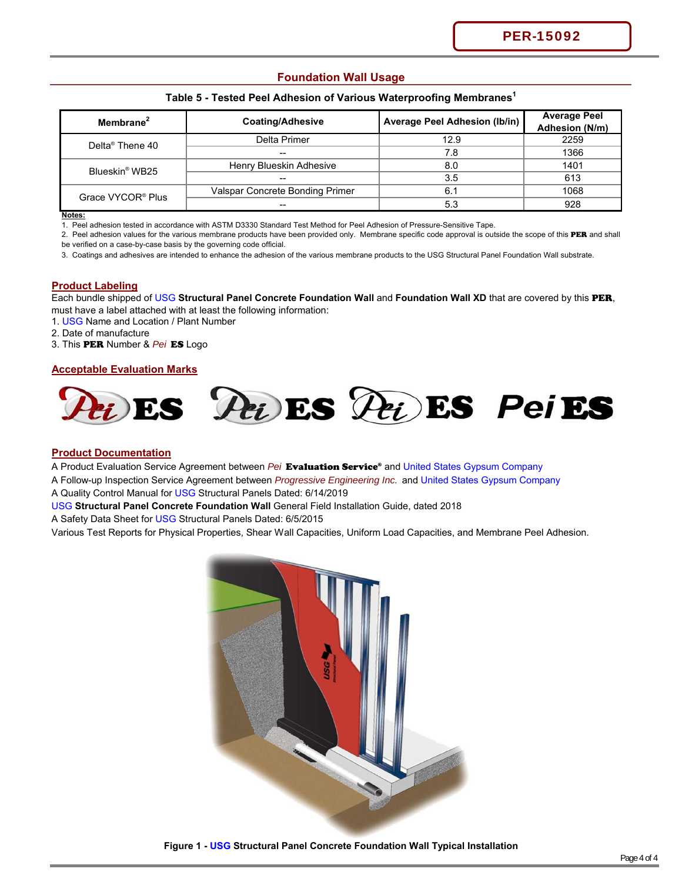## Foundation Wall Usage

**Table 5 - Tested Peel Adhesion of Various Waterproofing Membranes[1]**

| Membrane[2] | Coating/Adhesive | Average Peel Adhesion (lb/in) | Average Peel Adhesion (N/m) |
|---|---|---|---|
| Delta® Thene 40 | Delta Primer | 12.9 | 2259 |
| | -- | 7.8 | 1366 |
| Blueskin® WB25 | Henry Blueskin Adhesive | 8.0 | 1401 |
| | -- | 3.5 | 613 |
| Grace VYCOR® Plus | Valspar Concrete Bonding Primer | 6.1 | 1068 |
| | -- | 5.3 | 928 |

**Notes:**

1. Peel adhesion tested in accordance with ASTM D3330 Standard Test Method for Peel Adhesion of Pressure-Sensitive Tape.
2. Peel adhesion values for the various membrane products have been provided only. Membrane specific code approval is outside the scope of this **PER** and shall be verified on a case-by-case basis by the governing code official.
3. Coatings and adhesives are intended to enhance the adhesion of the various membrane products to the USG Structural Panel Foundation Wall substrate.

## Product Labeling

Each bundle shipped of USG **Structural Panel Concrete Foundation Wall** and **Foundation Wall XD** that are covered by this **PER**, must have a label attached with at least the following information:

1. USG Name and Location / Plant Number
2. Date of manufacture
3. This **PER** Number & *Pei* **ES** Logo

## Acceptable Evaluation Marks

## Product Documentation

A Product Evaluation Service Agreement between *Pei* **Evaluation Service®** and United States Gypsum Company

A Follow-up Inspection Service Agreement between *Progressive Engineering Inc.* and United States Gypsum Company

A Quality Control Manual for USG Structural Panels Dated: 6/14/2019

USG **Structural Panel Concrete Foundation Wall** General Field Installation Guide, dated 2018

A Safety Data Sheet for USG Structural Panels Dated: 6/5/2015

Various Test Reports for Physical Properties, Shear Wall Capacities, Uniform Load Capacities, and Membrane Peel Adhesion.

**Figure 1 - USG Structural Panel Concrete Foundation Wall Typical Installation**